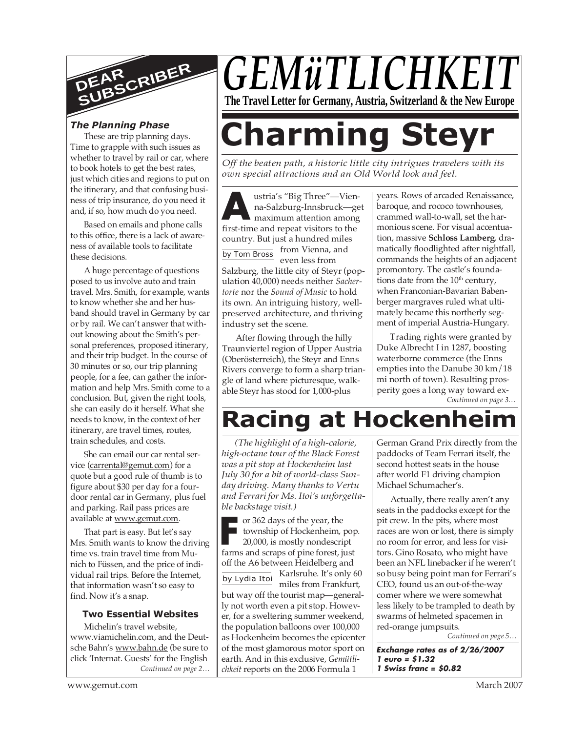# GEMüTLICHKEIT

**The Travel Letter for Germany, Austria, Switzerland & the New Europe**

## DEAR SUBSCRIBER

### *The Planning Phase*

These are trip planning days. Time to grapple with such issues as whether to travel by rail or car, where to book hotels to get the best rates, just which cities and regions to put on the itinerary, and that confusing business of trip insurance, do you need it and, if so, how much do you need.

Based on emails and phone calls to this office, there is a lack of awareness of available tools to facilitate these decisions.

A huge percentage of questions posed to us involve auto and train travel. Mrs. Smith, for example, wants to know whether she and her husband should travel in Germany by car or by rail. We can't answer that without knowing about the Smith's personal preferences, proposed itinerary, and their trip budget. In the course of 30 minutes or so, our trip planning people, for a fee, can gather the information and help Mrs. Smith come to a conclusion. But, given the right tools, she can easily do it herself. What she needs to know, in the context of her itinerary, are travel times, routes, train schedules, and costs.

She can email our car rental service (carrental@gemut.com) for a quote but a good rule of thumb is to figure about $30 per day for a four-door rental car in Germany, plus fuel and parking. Rail pass prices are available at www.gemut.com.

That part is easy. But let's say Mrs. Smith wants to know the driving time vs. train travel time from Munich to Füssen, and the price of individual rail trips. Before the Internet, that information wasn't so easy to find. Now it's a snap.

### Two Essential Websites

Michelin's travel website, www.viamichelin.com, and the Deutsche Bahn's www.bahn.de (be sure to click 'Internat. Guests' for the English

*Continued on page 2…*

# Charming Steyr

*Off the beaten path, a historic little city intrigues travelers with its own special attractions and an Old World look and feel.*

by Tom Bross

Austria's "Big Three"—Vienna-Salzburg-Innsbruck—get maximum attention among first-time and repeat visitors to the country. But just a hundred miles from Vienna, and even less from Salzburg, the little city of Steyr (population 40,000) needs neither *Sachertorte* nor the *Sound of Music* to hold its own. An intriguing history, well-preserved architecture, and thriving industry set the scene.

After flowing through the hilly Traunviertel region of Upper Austria (Oberösterreich), the Steyr and Enns Rivers converge to form a sharp triangle of land where picturesque, walkable Steyr has stood for 1,000-plus years. Rows of arcaded Renaissance, baroque, and rococo townhouses, crammed wall-to-wall, set the harmonious scene. For visual accentuation, massive **Schloss Lamberg**, dramatically floodlighted after nightfall, commands the heights of an adjacent promontory. The castle's foundations date from the 10th century, when Franconian-Bavarian Babenberger margraves ruled what ultimately became this northerly segment of imperial Austria-Hungary.

Trading rights were granted by Duke Albrecht I in 1287, boosting waterborne commerce (the Enns empties into the Danube 30 km/18 mi north of town). Resulting prosperity goes a long way toward ex-

*Continued on page 3…*

# Racing at Hockenheim

*(The highlight of a high-calorie, high-octane tour of the Black Forest was a pit stop at Hockenheim last July 30 for a bit of world-class Sunday driving. Many thanks to Vertu and Ferrari for Ms. Itoi's unforgettable backstage visit.)*

by Lydia Itoi

For 362 days of the year, the township of Hockenheim, pop. 20,000, is mostly nondescript farms and scraps of pine forest, just off the A6 between Heidelberg and Karlsruhe. It's only 60 miles from Frankfurt, but way off the tourist map—generally not worth even a pit stop. However, for a sweltering summer weekend, the population balloons over 100,000 as Hockenheim becomes the epicenter of the most glamorous motor sport on earth. And in this exclusive, *Gemütlichkeit* reports on the 2006 Formula 1 German Grand Prix directly from the paddocks of Team Ferrari itself, the second hottest seats in the house after world F1 driving champion Michael Schumacher's.

Actually, there really aren't any seats in the paddocks except for the pit crew. In the pits, where most races are won or lost, there is simply no room for error, and less for visitors. Gino Rosato, who might have been an NFL linebacker if he weren't so busy being point man for Ferrari's CEO, found us an out-of-the-way corner where we were somewhat less likely to be trampled to death by swarms of helmeted spacemen in red-orange jumpsuits.

*Continued on page 5…*

***Exchange rates as of 2/26/2007***
***1 euro = $1.32***
***1 Swiss franc = $0.82***

www.gemut.com

March 2007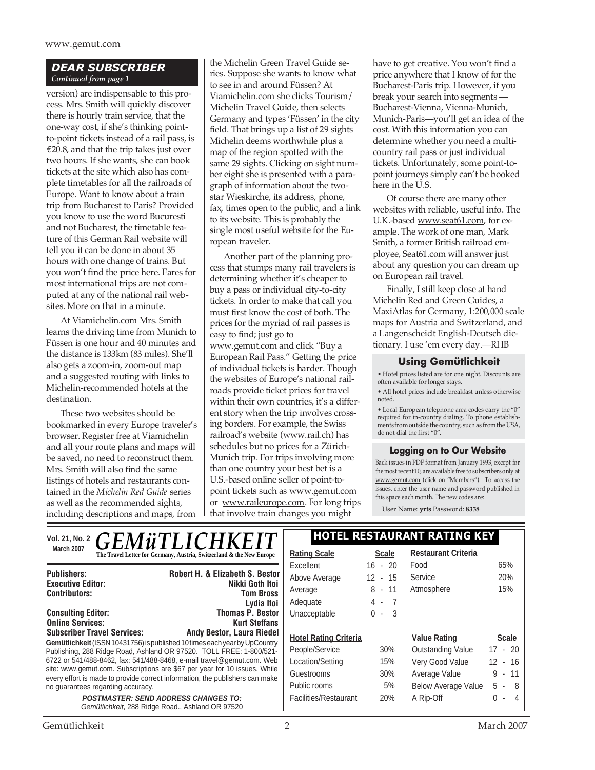## DEAR SUBSCRIBER

*Continued from page 1*

version) are indispensable to this process. Mrs. Smith will quickly discover there is hourly train service, that the one-way cost, if she's thinking point-to-point tickets instead of a rail pass, is €20.8, and that the trip takes just over two hours. If she wants, she can book tickets at the site which also has complete timetables for all the railroads of Europe. Want to know about a train trip from Bucharest to Paris? Provided you know to use the word Bucuresti and not Bucharest, the timetable feature of this German Rail website will tell you it can be done in about 35 hours with one change of trains. But you won't find the price here. Fares for most international trips are not computed at any of the national rail websites. More on that in a minute.

At Viamichelin.com Mrs. Smith learns the driving time from Munich to Füssen is one hour and 40 minutes and the distance is 133km (83 miles). She'll also get a zoom-in, zoom-out map and a suggested routing with links to Michelin-recommended hotels at the destination.

These two websites should be bookmarked in every Europe traveler's browser. Register free at Viamichelin and all your route plans and maps will be saved, no need to reconstruct them. Mrs. Smith will also find the same listings of hotels and restaurants contained in the *Michelin Red Guide* series as well as the recommended sights, including descriptions and maps, from the Michelin Green Travel Guide series. Suppose she wants to know what to see in and around Füssen? At Viamichelin.com she clicks Tourism/Michelin Travel Guide, then selects Germany and types 'Füssen' in the city field. That brings up a list of 29 sights Michelin deems worthwhile plus a map of the region spotted with the same 29 sights. Clicking on sight number eight she is presented with a paragraph of information about the two-star Wieskirche, its address, phone, fax, times open to the public, and a link to its website. This is probably the single most useful website for the European traveler.

Another part of the planning process that stumps many rail travelers is determining whether it's cheaper to buy a pass or individual city-to-city tickets. In order to make that call you must first know the cost of both. The prices for the myriad of rail passes is easy to find; just go to www.gemut.com and click "Buy a European Rail Pass." Getting the price of individual tickets is harder. Though the websites of Europe's national railroads provide ticket prices for travel within their own countries, it's a different story when the trip involves crossing borders. For example, the Swiss railroad's website (www.rail.ch) has schedules but no prices for a Zürich-Munich trip. For trips involving more than one country your best bet is a U.S.-based online seller of point-to-point tickets such as www.gemut.com or www.raileurope.com. For long trips that involve train changes you might have to get creative. You won't find a price anywhere that I know of for the Bucharest-Paris trip. However, if you break your search into segments — Bucharest-Vienna, Vienna-Munich, Munich-Paris—you'll get an idea of the cost. With this information you can determine whether you need a multi-country rail pass or just individual tickets. Unfortunately, some point-to-point journeys simply can't be booked here in the U.S.

Of course there are many other websites with reliable, useful info. The U.K.-based www.seat61.com, for example. The work of one man, Mark Smith, a former British railroad employee, Seat61.com will answer just about any question you can dream up on European rail travel.

Finally, I still keep close at hand Michelin Red and Green Guides, a MaxiAtlas for Germany, 1:200,000 scale maps for Austria and Switzerland, and a Langenscheidt English-Deutsch dictionary. I use 'em every day.—RHB

### Using Gemütlichkeit

- Hotel prices listed are for one night. Discounts are often available for longer stays.
- All hotel prices include breakfast unless otherwise noted.
- Local European telephone area codes carry the "0" required for in-country dialing. To phone establishments from outside the country, such as from the USA, do not dial the first "0".

### Logging on to Our Website

Back issues in PDF format from January 1993, except for the most recent 10, are available free to subscribers only at www.gemut.com (click on "Members"). To access the issues, enter the user name and password published in this space each month. The new codes are:

User Name: **yrts** Password: **8338**

---

**Vol. 21, No. 2 March 2007**

# *GEMüTLICHKEIT*

**The Travel Letter for Germany, Austria, Switzerland & the New Europe**

| | |
|---|---|
| **Publishers:** | **Robert H. & Elizabeth S. Bestor** |
| **Executive Editor:** | **Nikki Goth Itoi** |
| **Contributors:** | **Tom Bross** |
| | **Lydia Itoi** |
| **Consulting Editor:** | **Thomas P. Bestor** |
| **Online Services:** | **Kurt Steffans** |
| **Subscriber Travel Services:** | **Andy Bestor, Laura Riedel** |

**Gemütlichkeit** (ISSN 10431756) is published 10 times each year by UpCountry Publishing, 288 Ridge Road, Ashland OR 97520. TOLL FREE: 1-800/521-6722 or 541/488-8462, fax: 541/488-8468, e-mail travel@gemut.com. Web site: www.gemut.com. Subscriptions are $67 per year for 10 issues. While every effort is made to provide correct information, the publishers can make no guarantees regarding accuracy.

***POSTMASTER: SEND ADDRESS CHANGES TO:***
*Gemütlichkeit*, 288 Ridge Road., Ashland OR 97520

### HOTEL RESTAURANT RATING KEY

| Rating Scale | Scale |
|---|---|
| Excellent | 16 - 20 |
| Above Average | 12 - 15 |
| Average | 8 - 11 |
| Adequate | 4 - 7 |
| Unacceptable | 0 - 3 |

| Restaurant Criteria | |
|---|---|
| Food | 65% |
| Service | 20% |
| Atmosphere | 15% |

| Hotel Rating Criteria | |
|---|---|
| People/Service | 30% |
| Location/Setting | 15% |
| Guestrooms | 30% |
| Public rooms | 5% |
| Facilities/Restaurant | 20% |

| Value Rating | Scale |
|---|---|
| Outstanding Value | 17 - 20 |
| Very Good Value | 12 - 16 |
| Average Value | 9 - 11 |
| Below Average Value | 5 - 8 |
| A Rip-Off | 0 - 4 |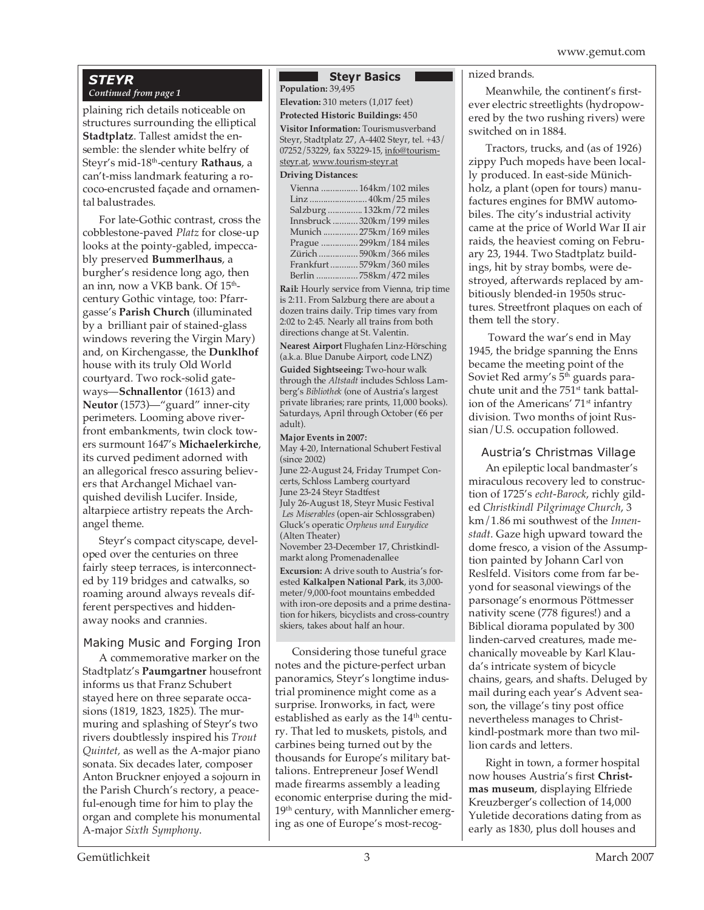## STEYR

*Continued from page 1*

plaining rich details noticeable on structures surrounding the elliptical **Stadtplatz**. Tallest amidst the ensemble: the slender white belfry of Steyr's mid-18th-century **Rathaus**, a can't-miss landmark featuring a rococo-encrusted façade and ornamental balustrades.

For late-Gothic contrast, cross the cobblestone-paved *Platz* for close-up looks at the pointy-gabled, impeccably preserved **Bummerlhaus**, a burgher's residence long ago, then an inn, now a VKB bank. Of 15th-century Gothic vintage, too: Pfarrgasse's **Parish Church** (illuminated by a brilliant pair of stained-glass windows revering the Virgin Mary) and, on Kirchengasse, the **Dunklhof** house with its truly Old World courtyard. Two rock-solid gateways—**Schnallentor** (1613) and **Neutor** (1573)—"guard" inner-city perimeters. Looming above riverfront embankments, twin clock towers surmount 1647's **Michaelerkirche**, its curved pediment adorned with an allegorical fresco assuring believers that Archangel Michael vanquished devilish Lucifer. Inside, altarpiece artistry repeats the Archangel theme.

Steyr's compact cityscape, developed over the centuries on three fairly steep terraces, is interconnected by 119 bridges and catwalks, so roaming around always reveals different perspectives and hidden-away nooks and crannies.

### Making Music and Forging Iron

A commemorative marker on the Stadtplatz's **Paumgartner** housefront informs us that Franz Schubert stayed here on three separate occasions (1819, 1823, 1825). The murmuring and splashing of Steyr's two rivers doubtlessly inspired his *Trout Quintet,* as well as the A-major piano sonata. Six decades later, composer Anton Bruckner enjoyed a sojourn in the Parish Church's rectory, a peaceful-enough time for him to play the organ and complete his monumental A-major *Sixth Symphony*.

### Steyr Basics

**Population:** 39,495

**Elevation:** 310 meters (1,017 feet)

**Protected Historic Buildings:** 450

**Visitor Information:** Tourismusverband Steyr, Stadtplatz 27, A-4402 Steyr, tel. +43/07252/53229, fax 53229-15, info@tourism-steyr.at, www.tourism-steyr.at

**Driving Distances:**

| | |
|---|---|
| Vienna | 164km/102 miles |
| Linz | 40km/25 miles |
| Salzburg | 132km/72 miles |
| Innsbruck | 320km/199 miles |
| Munich | 275km/169 miles |
| Prague | 299km/184 miles |
| Zürich | 590km/366 miles |
| Frankfurt | 579km/360 miles |
| Berlin | 758km/472 miles |

**Rail:** Hourly service from Vienna, trip time is 2:11. From Salzburg there are about a dozen trains daily. Trip times vary from 2:02 to 2:45. Nearly all trains from both directions change at St. Valentin.

**Nearest Airport** Flughafen Linz-Hörsching (a.k.a. Blue Danube Airport, code LNZ)

**Guided Sightseeing:** Two-hour walk through the *Altstadt* includes Schloss Lamberg's *Bibliothek* (one of Austria's largest private libraries; rare prints, 11,000 books). Saturdays, April through October (€6 per adult).

**Major Events in 2007:**

May 4-20, International Schubert Festival (since 2002)

June 22-August 24, Friday Trumpet Concerts, Schloss Lamberg courtyard

June 23-24 Steyr Stadtfest

July 26-August 18, Steyr Music Festival *Les Miserables* (open-air Schlossgraben) Gluck's operatic *Orpheus und Eurydice* (Alten Theater)

November 23-December 17, Christkindlmarkt along Promenadenallee

**Excursion:** A drive south to Austria's forested **Kalkalpen National Park**, its 3,000-meter/9,000-foot mountains embedded with iron-ore deposits and a prime destination for hikers, bicyclists and cross-country skiers, takes about half an hour.

Considering those tuneful grace notes and the picture-perfect urban panoramics, Steyr's longtime industrial prominence might come as a surprise. Ironworks, in fact, were established as early as the 14th century. That led to muskets, pistols, and carbines being turned out by the thousands for Europe's military battalions. Entrepreneur Josef Wendl made firearms assembly a leading economic enterprise during the mid-19th century, with Mannlicher emerging as one of Europe's most-recognized brands.

Meanwhile, the continent's first-ever electric streetlights (hydropowered by the two rushing rivers) were switched on in 1884.

Tractors, trucks, and (as of 1926) zippy Puch mopeds have been locally produced. In east-side Münichholz, a plant (open for tours) manufactures engines for BMW automobiles. The city's industrial activity came at the price of World War II air raids, the heaviest coming on February 23, 1944. Two Stadtplatz buildings, hit by stray bombs, were destroyed, afterwards replaced by ambitiously blended-in 1950s structures. Streetfront plaques on each of them tell the story.

Toward the war's end in May 1945, the bridge spanning the Enns became the meeting point of the Soviet Red army's 5th guards parachute unit and the 751st tank battalion of the Americans' 71st infantry division. Two months of joint Russian/U.S. occupation followed.

### Austria's Christmas Village

An epileptic local bandmaster's miraculous recovery led to construction of 1725's *echt-Barock*, richly gilded *Christkindl Pilgrimage Church*, 3 km/1.86 mi southwest of the *Innenstadt*. Gaze high upward toward the dome fresco, a vision of the Assumption painted by Johann Carl von Reslfeld. Visitors come from far beyond for seasonal viewings of the parsonage's enormous Pöttmesser nativity scene (778 figures!) and a Biblical diorama populated by 300 linden-carved creatures, made mechanically moveable by Karl Klauda's intricate system of bicycle chains, gears, and shafts. Deluged by mail during each year's Advent season, the village's tiny post office nevertheless manages to Christkindl-postmark more than two million cards and letters.

Right in town, a former hospital now houses Austria's first **Christmas museum**, displaying Elfriede Kreuzberger's collection of 14,000 Yuletide decorations dating from as early as 1830, plus doll houses and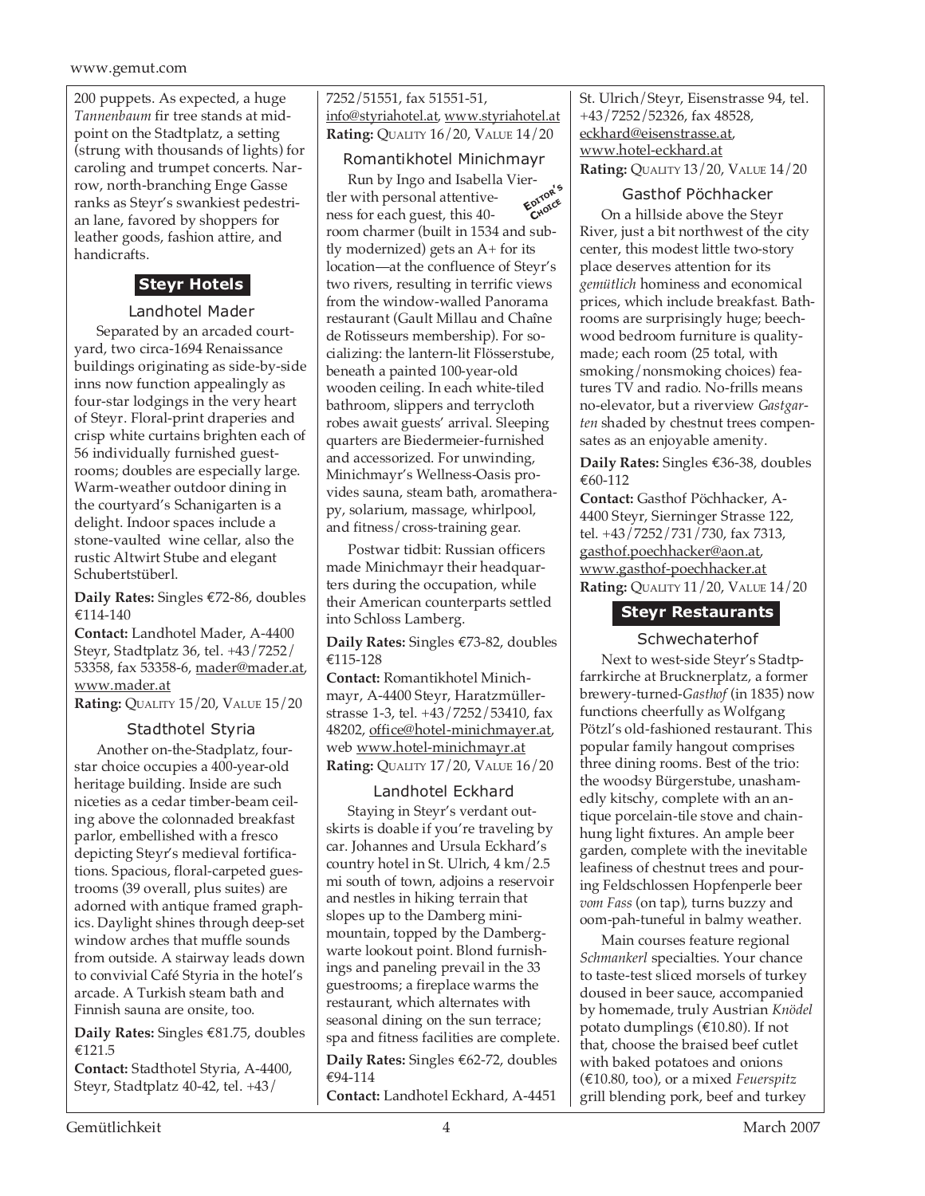200 puppets. As expected, a huge *Tannenbaum* fir tree stands at midpoint on the Stadtplatz, a setting (strung with thousands of lights) for caroling and trumpet concerts. Narrow, north-branching Enge Gasse ranks as Steyr's swankiest pedestrian lane, favored by shoppers for leather goods, fashion attire, and handicrafts.

## Steyr Hotels

### Landhotel Mader

Separated by an arcaded courtyard, two circa-1694 Renaissance buildings originating as side-by-side inns now function appealingly as four-star lodgings in the very heart of Steyr. Floral-print draperies and crisp white curtains brighten each of 56 individually furnished guestrooms; doubles are especially large. Warm-weather outdoor dining in the courtyard's Schanigarten is a delight. Indoor spaces include a stone-vaulted wine cellar, also the rustic Altwirt Stube and elegant Schubertstüberl.

**Daily Rates:** Singles €72-86, doubles €114-140

**Contact:** Landhotel Mader, A-4400 Steyr, Stadtplatz 36, tel. +43/7252/53358, fax 53358-6, mader@mader.at, www.mader.at

**Rating:** QUALITY 15/20, VALUE 15/20

### Stadthotel Styria

Another on-the-Stadplatz, four-star choice occupies a 400-year-old heritage building. Inside are such niceties as a cedar timber-beam ceiling above the colonnaded breakfast parlor, embellished with a fresco depicting Steyr's medieval fortifications. Spacious, floral-carpeted guestrooms (39 overall, plus suites) are adorned with antique framed graphics. Daylight shines through deep-set window arches that muffle sounds from outside. A stairway leads down to convivial Café Styria in the hotel's arcade. A Turkish steam bath and Finnish sauna are onsite, too.

**Daily Rates:** Singles €81.75, doubles €121.5

**Contact:** Stadthotel Styria, A-4400, Steyr, Stadtplatz 40-42, tel. +43/7252/51551, fax 51551-51, info@styriahotel.at, www.styriahotel.at

**Rating:** QUALITY 16/20, VALUE 14/20

### Romantikhotel Minichmayr

EDITOR'S CHOICE

Run by Ingo and Isabella Viertler with personal attentiveness for each guest, this 40-room charmer (built in 1534 and subtly modernized) gets an A+ for its location—at the confluence of Steyr's two rivers, resulting in terrific views from the window-walled Panorama restaurant (Gault Millau and Chaîne de Rotisseurs membership). For socializing: the lantern-lit Flösserstube, beneath a painted 100-year-old wooden ceiling. In each white-tiled bathroom, slippers and terrycloth robes await guests' arrival. Sleeping quarters are Biedermeier-furnished and accessorized. For unwinding, Minichmayr's Wellness-Oasis provides sauna, steam bath, aromatherapy, solarium, massage, whirlpool, and fitness/cross-training gear.

Postwar tidbit: Russian officers made Minichmayr their headquarters during the occupation, while their American counterparts settled into Schloss Lamberg.

**Daily Rates:** Singles €73-82, doubles €115-128

**Contact:** Romantikhotel Minichmayr, A-4400 Steyr, Haratzmüllerstrasse 1-3, tel. +43/7252/53410, fax 48202, office@hotel-minichmayer.at, web www.hotel-minichmayr.at

**Rating:** QUALITY 17/20, VALUE 16/20

### Landhotel Eckhard

Staying in Steyr's verdant outskirts is doable if you're traveling by car. Johannes and Ursula Eckhard's country hotel in St. Ulrich, 4 km/2.5 mi south of town, adjoins a reservoir and nestles in hiking terrain that slopes up to the Damberg mini-mountain, topped by the Dambergwarte lookout point. Blond furnishings and paneling prevail in the 33 guestrooms; a fireplace warms the restaurant, which alternates with seasonal dining on the sun terrace; spa and fitness facilities are complete.

**Daily Rates:** Singles €62-72, doubles €94-114

**Contact:** Landhotel Eckhard, A-4451 St. Ulrich/Steyr, Eisenstrasse 94, tel. +43/7252/52326, fax 48528, eckhard@eisenstrasse.at, www.hotel-eckhard.at

**Rating:** QUALITY 13/20, VALUE 14/20

### Gasthof Pöchhacker

On a hillside above the Steyr River, just a bit northwest of the city center, this modest little two-story place deserves attention for its *gemütlich* hominess and economical prices, which include breakfast. Bathrooms are surprisingly huge; beechwood bedroom furniture is quality-made; each room (25 total, with smoking/nonsmoking choices) features TV and radio. No-frills means no-elevator, but a riverview *Gastgarten* shaded by chestnut trees compensates as an enjoyable amenity.

**Daily Rates:** Singles €36-38, doubles €60-112

**Contact:** Gasthof Pöchhacker, A-4400 Steyr, Sierninger Strasse 122, tel. +43/7252/731/730, fax 7313, gasthof.poechhacker@aon.at, www.gasthof-poechhacker.at

**Rating:** QUALITY 11/20, VALUE 14/20

## Steyr Restaurants

### Schwechaterhof

Next to west-side Steyr's Stadtpfarrkirche at Brucknerplatz, a former brewery-turned-*Gasthof* (in 1835) now functions cheerfully as Wolfgang Pötzl's old-fashioned restaurant. This popular family hangout comprises three dining rooms. Best of the trio: the woodsy Bürgerstube, unashamedly kitschy, complete with an antique porcelain-tile stove and chain-hung light fixtures. An ample beer garden, complete with the inevitable leafiness of chestnut trees and pouring Feldschlossen Hopfenperle beer *vom Fass* (on tap), turns buzzy and oom-pah-tuneful in balmy weather.

Main courses feature regional *Schmankerl* specialties. Your chance to taste-test sliced morsels of turkey doused in beer sauce, accompanied by homemade, truly Austrian *Knödel* potato dumplings (€10.80). If not that, choose the braised beef cutlet with baked potatoes and onions (€10.80, too), or a mixed *Feuerspitz* grill blending pork, beef and turkey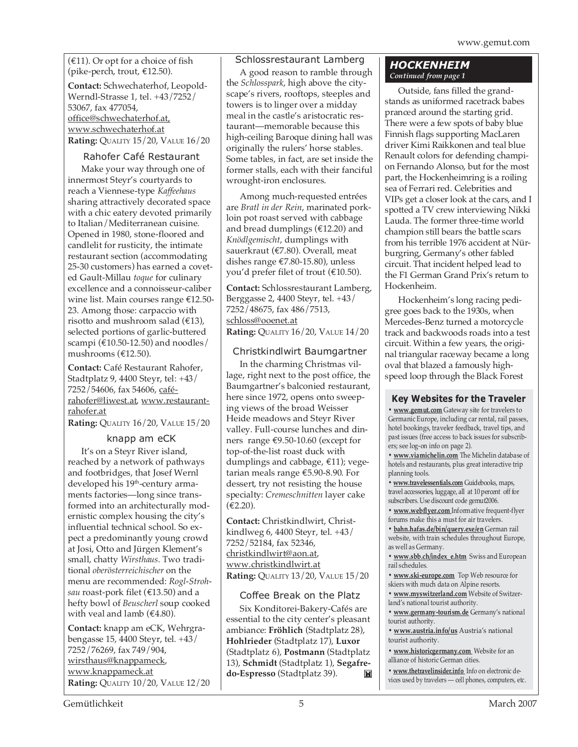(€11). Or opt for a choice of fish (pike-perch, trout, €12.50).

**Contact:** Schwechaterhof, Leopold-Werndl-Strasse 1, tel. +43/7252/53067, fax 477054, office@schwechaterhof.at, www.schwechaterhof.at
**Rating:** Quality 15/20, Value 16/20

### Rahofer Café Restaurant

Make your way through one of innermost Steyr's courtyards to reach a Viennese-type *Kaffeehaus* sharing attractively decorated space with a chic eatery devoted primarily to Italian/Mediterranean cuisine. Opened in 1980, stone-floored and candlelit for rusticity, the intimate restaurant section (accommodating 25-30 customers) has earned a coveted Gault-Millau *toque* for culinary excellence and a connoisseur-caliber wine list. Main courses range €12.50-23. Among those: carpaccio with risotto and mushroom salad (€13), selected portions of garlic-buttered scampi (€10.50-12.50) and noodles/mushrooms (€12.50).

**Contact:** Café Restaurant Rahofer, Stadtplatz 9, 4400 Steyr, tel: +43/7252/54606, fax 54606, café-rahofer@liwest.at, www.restaurant-rahofer.at
**Rating:** Quality 16/20, Value 15/20

### knapp am eCK

It's on a Steyr River island, reached by a network of pathways and footbridges, that Josef Wernl developed his 19th-century armaments factories—long since transformed into an architecturally modernistic complex housing the city's influential technical school. So expect a predominantly young crowd at Josi, Otto and Jürgen Klement's small, chatty *Wirsthaus*. Two traditional *oberösterreichischer* on the menu are recommended: *Rogl-Strohsau* roast-pork filet (€13.50) and a hefty bowl of *Beuscherl* soup cooked with veal and lamb (€4.80).

**Contact:** knapp am eCK, Wehrgrabengasse 15, 4400 Steyr, tel. +43/7252/76269, fax 749/904, wirsthaus@knappameck, www.knappameck.at
**Rating:** Quality 10/20, Value 12/20

### Schlossrestaurant Lamberg

A good reason to ramble through the *Schlosspark*, high above the cityscape's rivers, rooftops, steeples and towers is to linger over a midday meal in the castle's aristocratic restaurant—memorable because this high-ceiling Baroque dining hall was originally the rulers' horse stables. Some tables, in fact, are set inside the former stalls, each with their fanciful wrought-iron enclosures.

Among much-requested entrées are *Bratl in der Rein*, marinated pork-loin pot roast served with cabbage and bread dumplings (€12.20) and *Knödlgemischt*, dumplings with sauerkraut (€7.80). Overall, meat dishes range €7.80-15.80), unless you'd prefer filet of trout (€10.50).

**Contact:** Schlossrestaurant Lamberg, Berggasse 2, 4400 Steyr, tel. +43/7252/48675, fax 486/7513, schloss@ooenet.at
**Rating:** Quality 16/20, Value 14/20

### Christkindlwirt Baumgartner

In the charming Christmas village, right next to the post office, the Baumgartner's balconied restaurant, here since 1972, opens onto sweeping views of the broad Weisser Heide meadows and Steyr River valley. Full-course lunches and dinners range €9.50-10.60 (except for top-of-the-list roast duck with dumplings and cabbage, €11); vegetarian meals range €5.90-8.90. For dessert, try not resisting the house specialty: *Cremeschnitten* layer cake (€2.20).

**Contact:** Christkindlwirt, Christkindlweg 6, 4400 Steyr, tel. +43/7252/52184, fax 52346, christkindlwirt@aon.at, www.christkindlwirt.at
**Rating:** Quality 13/20, Value 15/20

### Coffee Break on the Platz

Six Konditorei-Bakery-Cafés are essential to the city center's pleasant ambiance: **Fröhlich** (Stadtplatz 28), **Hohlrieder** (Stadtplatz 17), **Luxor** (Stadtplatz 6), **Postmann** (Stadtplatz 13), **Schmidt** (Stadtplatz 1), **Segafredo-Espresso** (Stadtplatz 39).

## HOCKENHEIM

*Continued from page 1*

Outside, fans filled the grandstands as uniformed racetrack babes pranced around the starting grid. There were a few spots of baby blue Finnish flags supporting MacLaren driver Kimi Raikkonen and teal blue Renault colors for defending champion Fernando Alonso, but for the most part, the Hockenheimring is a roiling sea of Ferrari red. Celebrities and VIPs get a closer look at the cars, and I spotted a TV crew interviewing Nikki Lauda. The former three-time world champion still bears the battle scars from his terrible 1976 accident at Nürburgring, Germany's other fabled circuit. That incident helped lead to the F1 German Grand Prix's return to Hockenheim.

Hockenheim's long racing pedigree goes back to the 1930s, when Mercedes-Benz turned a motorcycle track and backwoods roads into a test circuit. Within a few years, the original triangular raceway became a long oval that blazed a famously high-speed loop through the Black Forest

### Key Websites for the Traveler

- **www.gemut.com** Gateway site for travelers to Germanic Europe, including car rental, rail passes, hotel bookings, traveler feedback, travel tips, and past issues (free access to back issues for subscribers; see log-on info on page 2).
- **www.viamichelin.com** The Michelin database of hotels and restaurants, plus great interactive trip planning tools.
- **www.travelessentials.com** Guidebooks, maps, travel accessories, luggage, all at 10 percent off for subscribers. Use discount code gemut2006.
- **www.webflyer.com** Informative frequent-flyer forums make this a must for air travelers.
- **bahn.hafas.de/bin/query.exe/en** German rail website, with train schedules throughout Europe, as well as Germany.
- **www.sbb.ch/index_e.htm** Swiss and European rail schedules.
- **www.ski-europe.com** Top Web resource for skiers with much data on Alpine resorts.
- **www.myswitzerland.com** Website of Switzerland's national tourist authority.
- **www.germany-tourism.de** Germany's national tourist authority.
- **www.austria.info/us** Austria's national tourist authority.
- **www.historicgermany.com** Website for an alliance of historic German cities.
- **www.thetravelinsider.info** Info on electronic devices used by travelers — cell phones, computers, etc.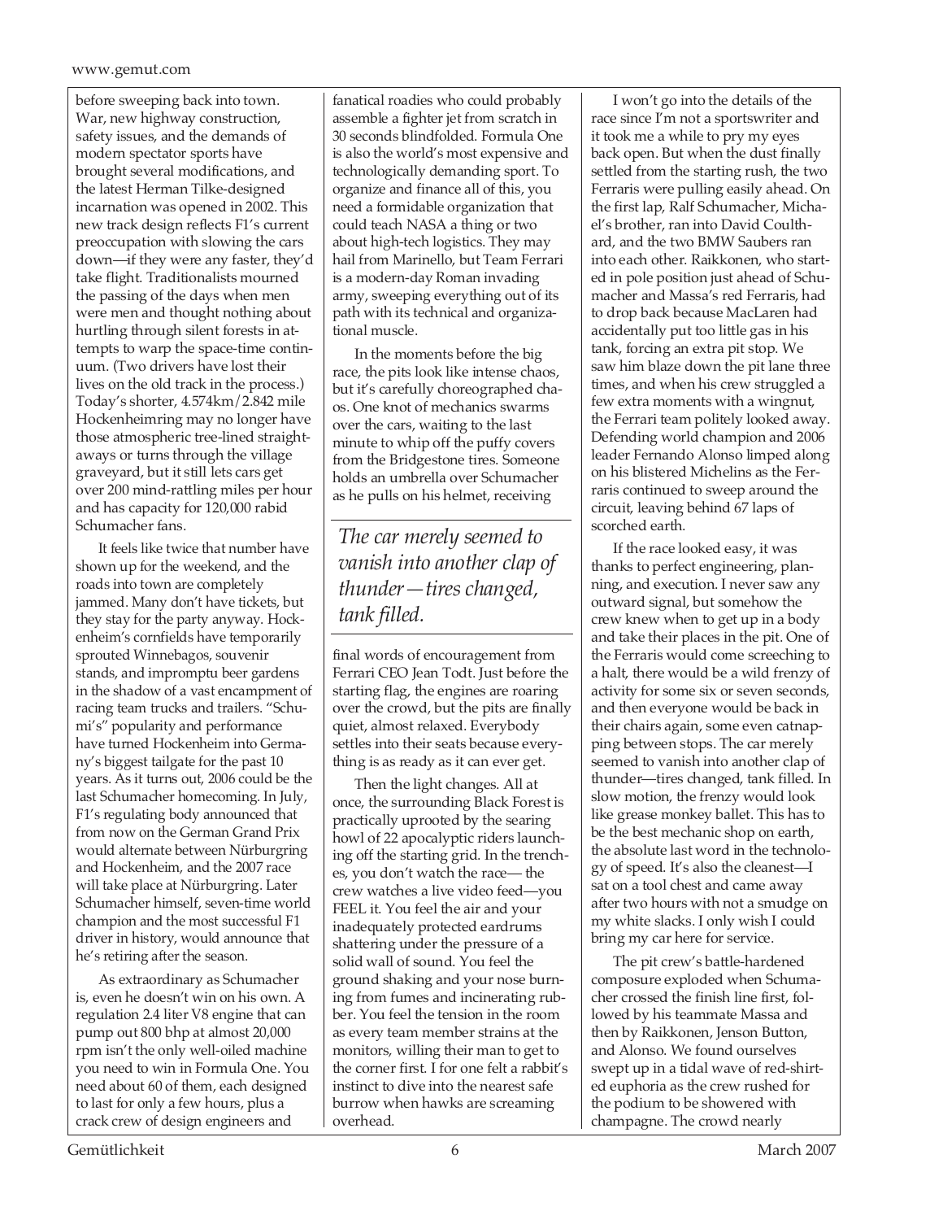before sweeping back into town. War, new highway construction, safety issues, and the demands of modern spectator sports have brought several modifications, and the latest Herman Tilke-designed incarnation was opened in 2002. This new track design reflects F1's current preoccupation with slowing the cars down—if they were any faster, they'd take flight. Traditionalists mourned the passing of the days when men were men and thought nothing about hurtling through silent forests in attempts to warp the space-time continuum. (Two drivers have lost their lives on the old track in the process.) Today's shorter, 4.574km/2.842 mile Hockenheimring may no longer have those atmospheric tree-lined straightaways or turns through the village graveyard, but it still lets cars get over 200 mind-rattling miles per hour and has capacity for 120,000 rabid Schumacher fans.

It feels like twice that number have shown up for the weekend, and the roads into town are completely jammed. Many don't have tickets, but they stay for the party anyway. Hockenheim's cornfields have temporarily sprouted Winnebagos, souvenir stands, and impromptu beer gardens in the shadow of a vast encampment of racing team trucks and trailers. "Schumi's" popularity and performance have turned Hockenheim into Germany's biggest tailgate for the past 10 years. As it turns out, 2006 could be the last Schumacher homecoming. In July, F1's regulating body announced that from now on the German Grand Prix would alternate between Nürburgring and Hockenheim, and the 2007 race will take place at Nürburgring. Later Schumacher himself, seven-time world champion and the most successful F1 driver in history, would announce that he's retiring after the season.

As extraordinary as Schumacher is, even he doesn't win on his own. A regulation 2.4 liter V8 engine that can pump out 800 bhp at almost 20,000 rpm isn't the only well-oiled machine you need to win in Formula One. You need about 60 of them, each designed to last for only a few hours, plus a crack crew of design engineers and fanatical roadies who could probably assemble a fighter jet from scratch in 30 seconds blindfolded. Formula One is also the world's most expensive and technologically demanding sport. To organize and finance all of this, you need a formidable organization that could teach NASA a thing or two about high-tech logistics. They may hail from Marinello, but Team Ferrari is a modern-day Roman invading army, sweeping everything out of its path with its technical and organizational muscle.

In the moments before the big race, the pits look like intense chaos, but it's carefully choreographed chaos. One knot of mechanics swarms over the cars, waiting to the last minute to whip off the puffy covers from the Bridgestone tires. Someone holds an umbrella over Schumacher as he pulls on his helmet, receiving final words of encouragement from Ferrari CEO Jean Todt. Just before the starting flag, the engines are roaring over the crowd, but the pits are finally quiet, almost relaxed. Everybody settles into their seats because everything is as ready as it can ever get.

*The car merely seemed to vanish into another clap of thunder—tires changed, tank filled.*

Then the light changes. All at once, the surrounding Black Forest is practically uprooted by the searing howl of 22 apocalyptic riders launching off the starting grid. In the trenches, you don't watch the race— the crew watches a live video feed—you FEEL it. You feel the air and your inadequately protected eardrums shattering under the pressure of a solid wall of sound. You feel the ground shaking and your nose burning from fumes and incinerating rubber. You feel the tension in the room as every team member strains at the monitors, willing their man to get to the corner first. I for one felt a rabbit's instinct to dive into the nearest safe burrow when hawks are screaming overhead.

I won't go into the details of the race since I'm not a sportswriter and it took me a while to pry my eyes back open. But when the dust finally settled from the starting rush, the two Ferraris were pulling easily ahead. On the first lap, Ralf Schumacher, Michael's brother, ran into David Coulthard, and the two BMW Saubers ran into each other. Raikkonen, who started in pole position just ahead of Schumacher and Massa's red Ferraris, had to drop back because MacLaren had accidentally put too little gas in his tank, forcing an extra pit stop. We saw him blaze down the pit lane three times, and when his crew struggled a few extra moments with a wingnut, the Ferrari team politely looked away. Defending world champion and 2006 leader Fernando Alonso limped along on his blistered Michelins as the Ferraris continued to sweep around the circuit, leaving behind 67 laps of scorched earth.

If the race looked easy, it was thanks to perfect engineering, planning, and execution. I never saw any outward signal, but somehow the crew knew when to get up in a body and take their places in the pit. One of the Ferraris would come screeching to a halt, there would be a wild frenzy of activity for some six or seven seconds, and then everyone would be back in their chairs again, some even catnapping between stops. The car merely seemed to vanish into another clap of thunder—tires changed, tank filled. In slow motion, the frenzy would look like grease monkey ballet. This has to be the best mechanic shop on earth, the absolute last word in the technology of speed. It's also the cleanest—I sat on a tool chest and came away after two hours with not a smudge on my white slacks. I only wish I could bring my car here for service.

The pit crew's battle-hardened composure exploded when Schumacher crossed the finish line first, followed by his teammate Massa and then by Raikkonen, Jenson Button, and Alonso. We found ourselves swept up in a tidal wave of red-shirted euphoria as the crew rushed for the podium to be showered with champagne. The crowd nearly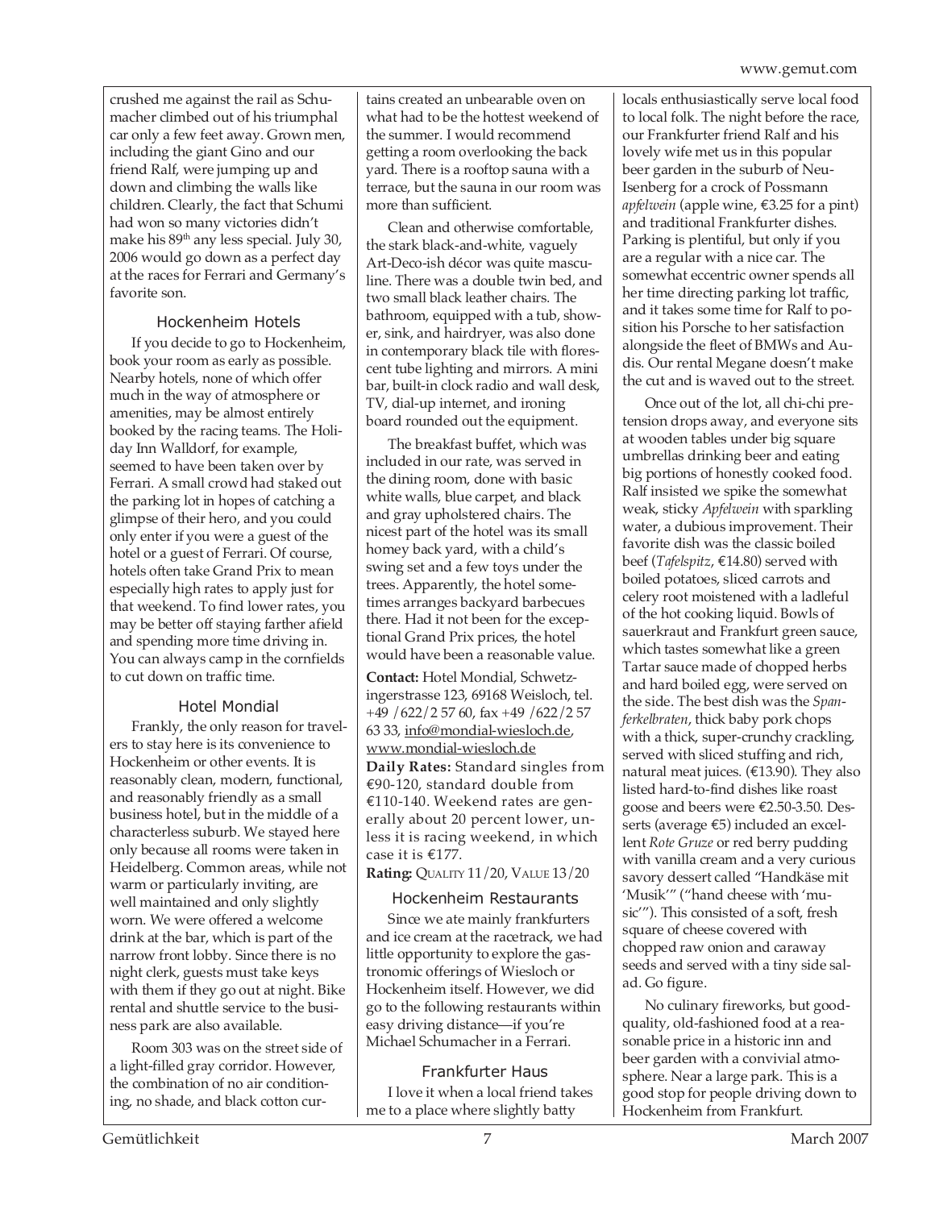crushed me against the rail as Schumacher climbed out of his triumphal car only a few feet away. Grown men, including the giant Gino and our friend Ralf, were jumping up and down and climbing the walls like children. Clearly, the fact that Schumi had won so many victories didn't make his 89th any less special. July 30, 2006 would go down as a perfect day at the races for Ferrari and Germany's favorite son.

### Hockenheim Hotels

If you decide to go to Hockenheim, book your room as early as possible. Nearby hotels, none of which offer much in the way of atmosphere or amenities, may be almost entirely booked by the racing teams. The Holiday Inn Walldorf, for example, seemed to have been taken over by Ferrari. A small crowd had staked out the parking lot in hopes of catching a glimpse of their hero, and you could only enter if you were a guest of the hotel or a guest of Ferrari. Of course, hotels often take Grand Prix to mean especially high rates to apply just for that weekend. To find lower rates, you may be better off staying farther afield and spending more time driving in. You can always camp in the cornfields to cut down on traffic time.

### Hotel Mondial

Frankly, the only reason for travelers to stay here is its convenience to Hockenheim or other events. It is reasonably clean, modern, functional, and reasonably friendly as a small business hotel, but in the middle of a characterless suburb. We stayed here only because all rooms were taken in Heidelberg. Common areas, while not warm or particularly inviting, are well maintained and only slightly worn. We were offered a welcome drink at the bar, which is part of the narrow front lobby. Since there is no night clerk, guests must take keys with them if they go out at night. Bike rental and shuttle service to the business park are also available.

Room 303 was on the street side of a light-filled gray corridor. However, the combination of no air conditioning, no shade, and black cotton curtains created an unbearable oven on what had to be the hottest weekend of the summer. I would recommend getting a room overlooking the back yard. There is a rooftop sauna with a terrace, but the sauna in our room was more than sufficient.

Clean and otherwise comfortable, the stark black-and-white, vaguely Art-Deco-ish décor was quite masculine. There was a double twin bed, and two small black leather chairs. The bathroom, equipped with a tub, shower, sink, and hairdryer, was also done in contemporary black tile with florescent tube lighting and mirrors. A mini bar, built-in clock radio and wall desk, TV, dial-up internet, and ironing board rounded out the equipment.

The breakfast buffet, which was included in our rate, was served in the dining room, done with basic white walls, blue carpet, and black and gray upholstered chairs. The nicest part of the hotel was its small homey back yard, with a child's swing set and a few toys under the trees. Apparently, the hotel sometimes arranges backyard barbecues there. Had it not been for the exceptional Grand Prix prices, the hotel would have been a reasonable value.

**Contact:** Hotel Mondial, Schwetzingerstrasse 123, 69168 Weisloch, tel. +49 /622/2 57 60, fax +49 /622/2 57 63 33, info@mondial-wiesloch.de, www.mondial-wiesloch.de
**Daily Rates:** Standard singles from €90-120, standard double from €110-140. Weekend rates are generally about 20 percent lower, unless it is racing weekend, in which case it is €177.
**Rating:** Quality 11/20, Value 13/20

### Hockenheim Restaurants

Since we ate mainly frankfurters and ice cream at the racetrack, we had little opportunity to explore the gastronomic offerings of Wiesloch or Hockenheim itself. However, we did go to the following restaurants within easy driving distance—if you're Michael Schumacher in a Ferrari.

### Frankfurter Haus

I love it when a local friend takes me to a place where slightly batty locals enthusiastically serve local food to local folk. The night before the race, our Frankfurter friend Ralf and his lovely wife met us in this popular beer garden in the suburb of Neu-Isenberg for a crock of Possmann *apfelwein* (apple wine, €3.25 for a pint) and traditional Frankfurter dishes. Parking is plentiful, but only if you are a regular with a nice car. The somewhat eccentric owner spends all her time directing parking lot traffic, and it takes some time for Ralf to position his Porsche to her satisfaction alongside the fleet of BMWs and Audis. Our rental Megane doesn't make the cut and is waved out to the street.

Once out of the lot, all chi-chi pretension drops away, and everyone sits at wooden tables under big square umbrellas drinking beer and eating big portions of honestly cooked food. Ralf insisted we spike the somewhat weak, sticky *Apfelwein* with sparkling water, a dubious improvement. Their favorite dish was the classic boiled beef (*Tafelspitz*, €14.80) served with boiled potatoes, sliced carrots and celery root moistened with a ladleful of the hot cooking liquid. Bowls of sauerkraut and Frankfurt green sauce, which tastes somewhat like a green Tartar sauce made of chopped herbs and hard boiled egg, were served on the side. The best dish was the *Spanferkelbraten*, thick baby pork chops with a thick, super-crunchy crackling, served with sliced stuffing and rich, natural meat juices. (€13.90). They also listed hard-to-find dishes like roast goose and beers were €2.50-3.50. Desserts (average €5) included an excellent *Rote Gruze* or red berry pudding with vanilla cream and a very curious savory dessert called "Handkäse mit 'Musik'" ("hand cheese with 'music'"). This consisted of a soft, fresh square of cheese covered with chopped raw onion and caraway seeds and served with a tiny side salad. Go figure.

No culinary fireworks, but good-quality, old-fashioned food at a reasonable price in a historic inn and beer garden with a convivial atmosphere. Near a large park. This is a good stop for people driving down to Hockenheim from Frankfurt.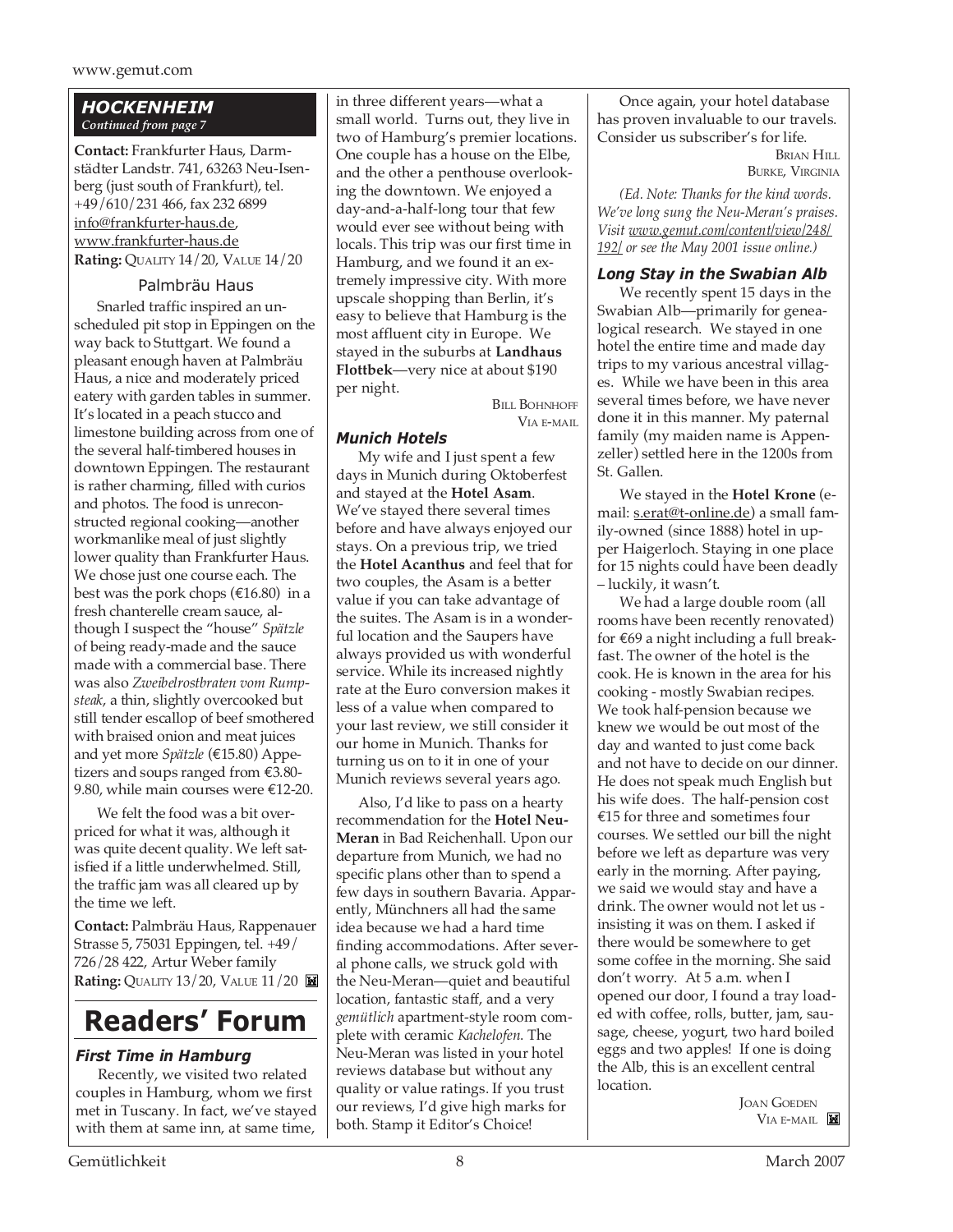## HOCKENHEIM

*Continued from page 7*

**Contact:** Frankfurter Haus, Darmstädter Landstr. 741, 63263 Neu-Isenberg (just south of Frankfurt), tel. +49/610/231 466, fax 232 6899 info@frankfurter-haus.de, www.frankfurter-haus.de
**Rating:** QUALITY 14/20, VALUE 14/20

### Palmbräu Haus

Snarled traffic inspired an unscheduled pit stop in Eppingen on the way back to Stuttgart. We found a pleasant enough haven at Palmbräu Haus, a nice and moderately priced eatery with garden tables in summer. It's located in a peach stucco and limestone building across from one of the several half-timbered houses in downtown Eppingen. The restaurant is rather charming, filled with curios and photos. The food is unreconstructed regional cooking—another workmanlike meal of just slightly lower quality than Frankfurter Haus. We chose just one course each. The best was the pork chops (€16.80) in a fresh chanterelle cream sauce, although I suspect the "house" *Spätzle* of being ready-made and the sauce made with a commercial base. There was also *Zweibelrostbraten vom Rumpsteak*, a thin, slightly overcooked but still tender escallop of beef smothered with braised onion and meat juices and yet more *Spätzle* (€15.80) Appetizers and soups ranged from €3.80-9.80, while main courses were €12-20.

We felt the food was a bit overpriced for what it was, although it was quite decent quality. We left satisfied if a little underwhelmed. Still, the traffic jam was all cleared up by the time we left.

**Contact:** Palmbräu Haus, Rappenauer Strasse 5, 75031 Eppingen, tel. +49/726/28 422, Artur Weber family
**Rating:** QUALITY 13/20, VALUE 11/20

# Readers' Forum

### First Time in Hamburg

Recently, we visited two related couples in Hamburg, whom we first met in Tuscany. In fact, we've stayed with them at same inn, at same time, in three different years—what a small world. Turns out, they live in two of Hamburg's premier locations. One couple has a house on the Elbe, and the other a penthouse overlooking the downtown. We enjoyed a day-and-a-half-long tour that few would ever see without being with locals. This trip was our first time in Hamburg, and we found it an extremely impressive city. With more upscale shopping than Berlin, it's easy to believe that Hamburg is the most affluent city in Europe. We stayed in the suburbs at **Landhaus Flottbek**—very nice at about $190 per night.

BILL BOHNHOFF
VIA E-MAIL

### Munich Hotels

My wife and I just spent a few days in Munich during Oktoberfest and stayed at the **Hotel Asam**. We've stayed there several times before and have always enjoyed our stays. On a previous trip, we tried the **Hotel Acanthus** and feel that for two couples, the Asam is a better value if you can take advantage of the suites. The Asam is in a wonderful location and the Saupers have always provided us with wonderful service. While its increased nightly rate at the Euro conversion makes it less of a value when compared to your last review, we still consider it our home in Munich. Thanks for turning us on to it in one of your Munich reviews several years ago.

Also, I'd like to pass on a hearty recommendation for the **Hotel Neu-Meran** in Bad Reichenhall. Upon our departure from Munich, we had no specific plans other than to spend a few days in southern Bavaria. Apparently, Münchners all had the same idea because we had a hard time finding accommodations. After several phone calls, we struck gold with the Neu-Meran—quiet and beautiful location, fantastic staff, and a very *gemütlich* apartment-style room complete with ceramic *Kachelofen*. The Neu-Meran was listed in your hotel reviews database but without any quality or value ratings. If you trust our reviews, I'd give high marks for both. Stamp it Editor's Choice!

Once again, your hotel database has proven invaluable to our travels. Consider us subscriber's for life.

BRIAN HILL
BURKE, VIRGINIA

*(Ed. Note: Thanks for the kind words. We've long sung the Neu-Meran's praises. Visit www.gemut.com/content/view/248/192/ or see the May 2001 issue online.)*

### Long Stay in the Swabian Alb

We recently spent 15 days in the Swabian Alb—primarily for genealogical research. We stayed in one hotel the entire time and made day trips to my various ancestral villages. While we have been in this area several times before, we have never done it in this manner. My paternal family (my maiden name is Appenzeller) settled here in the 1200s from St. Gallen.

We stayed in the **Hotel Krone** (e-mail: s.erat@t-online.de) a small family-owned (since 1888) hotel in upper Haigerloch. Staying in one place for 15 nights could have been deadly – luckily, it wasn't.

We had a large double room (all rooms have been recently renovated) for €69 a night including a full breakfast. The owner of the hotel is the cook. He is known in the area for his cooking - mostly Swabian recipes. We took half-pension because we knew we would be out most of the day and wanted to just come back and not have to decide on our dinner. He does not speak much English but his wife does. The half-pension cost €15 for three and sometimes four courses. We settled our bill the night before we left as departure was very early in the morning. After paying, we said we would stay and have a drink. The owner would not let us - insisting it was on them. I asked if there would be somewhere to get some coffee in the morning. She said don't worry. At 5 a.m. when I opened our door, I found a tray loaded with coffee, rolls, butter, jam, sausage, cheese, yogurt, two hard boiled eggs and two apples! If one is doing the Alb, this is an excellent central location.

JOAN GOEDEN
VIA E-MAIL